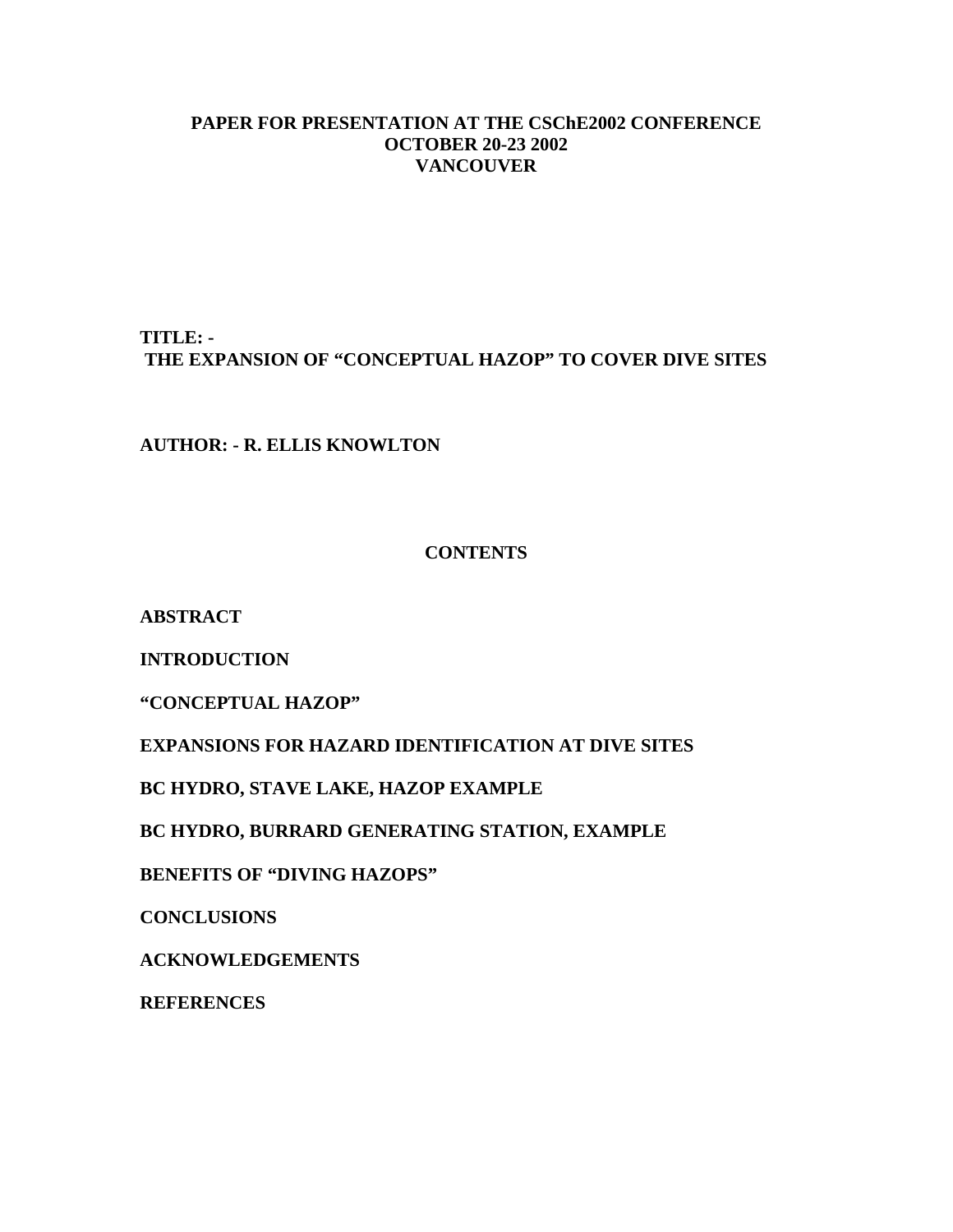**PAPER FOR PRESENTATION AT THE CSChE2002 CONFERENCE**
**OCTOBER 20-23 2002**
**VANCOUVER**

**TITLE: -**
**THE EXPANSION OF "CONCEPTUAL HAZOP" TO COVER DIVE SITES**

**AUTHOR: - R. ELLIS KNOWLTON**

## CONTENTS

**ABSTRACT**

**INTRODUCTION**

**"CONCEPTUAL HAZOP"**

**EXPANSIONS FOR HAZARD IDENTIFICATION AT DIVE SITES**

**BC HYDRO, STAVE LAKE, HAZOP EXAMPLE**

**BC HYDRO, BURRARD GENERATING STATION, EXAMPLE**

**BENEFITS OF "DIVING HAZOPS"**

**CONCLUSIONS**

**ACKNOWLEDGEMENTS**

**REFERENCES**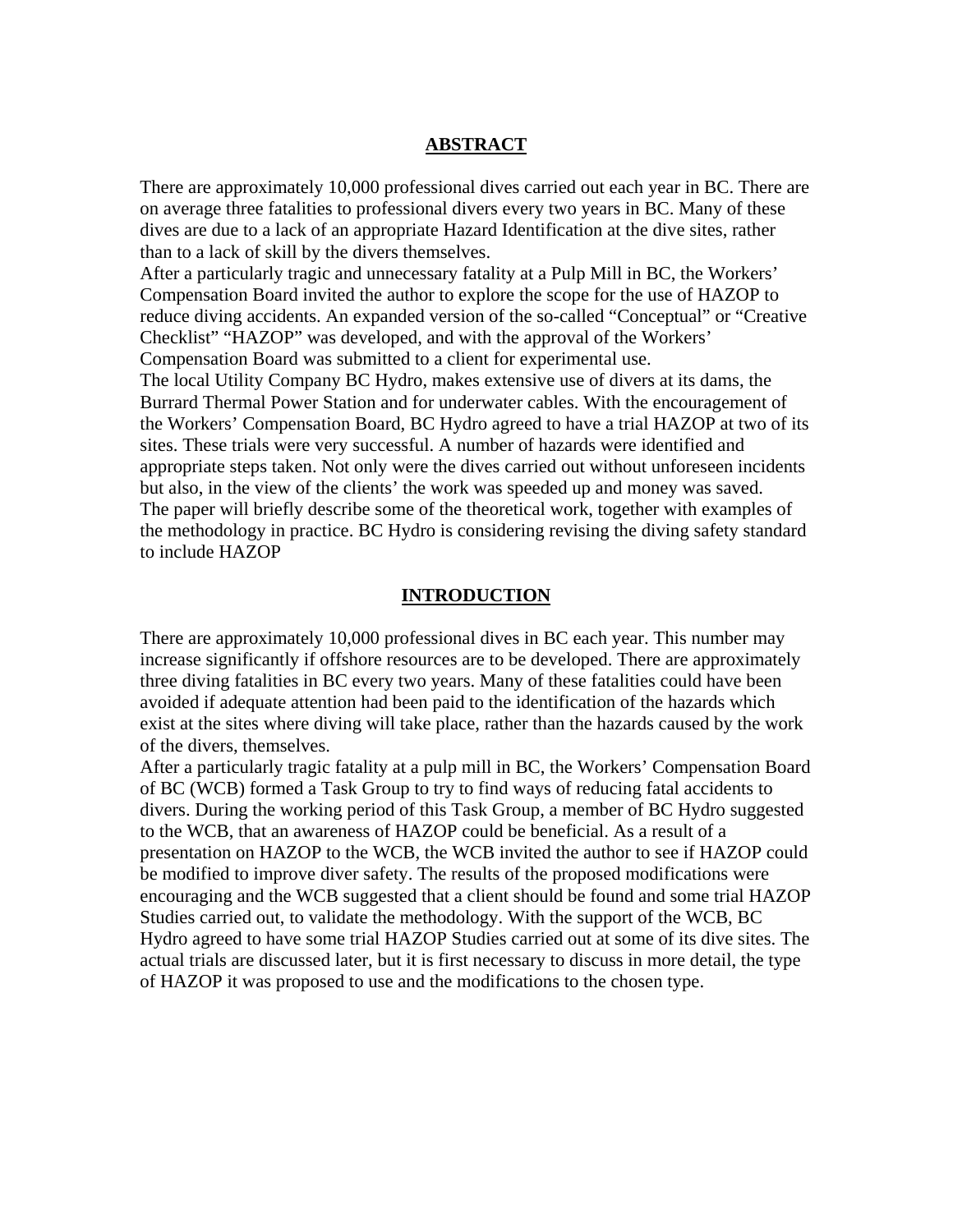## ABSTRACT

There are approximately 10,000 professional dives carried out each year in BC. There are on average three fatalities to professional divers every two years in BC. Many of these dives are due to a lack of an appropriate Hazard Identification at the dive sites, rather than to a lack of skill by the divers themselves.

After a particularly tragic and unnecessary fatality at a Pulp Mill in BC, the Workers' Compensation Board invited the author to explore the scope for the use of HAZOP to reduce diving accidents. An expanded version of the so-called "Conceptual" or "Creative Checklist" "HAZOP" was developed, and with the approval of the Workers' Compensation Board was submitted to a client for experimental use.

The local Utility Company BC Hydro, makes extensive use of divers at its dams, the Burrard Thermal Power Station and for underwater cables. With the encouragement of the Workers' Compensation Board, BC Hydro agreed to have a trial HAZOP at two of its sites. These trials were very successful. A number of hazards were identified and appropriate steps taken. Not only were the dives carried out without unforeseen incidents but also, in the view of the clients' the work was speeded up and money was saved.

The paper will briefly describe some of the theoretical work, together with examples of the methodology in practice. BC Hydro is considering revising the diving safety standard to include HAZOP

## INTRODUCTION

There are approximately 10,000 professional dives in BC each year. This number may increase significantly if offshore resources are to be developed. There are approximately three diving fatalities in BC every two years. Many of these fatalities could have been avoided if adequate attention had been paid to the identification of the hazards which exist at the sites where diving will take place, rather than the hazards caused by the work of the divers, themselves.

After a particularly tragic fatality at a pulp mill in BC, the Workers' Compensation Board of BC (WCB) formed a Task Group to try to find ways of reducing fatal accidents to divers. During the working period of this Task Group, a member of BC Hydro suggested to the WCB, that an awareness of HAZOP could be beneficial. As a result of a presentation on HAZOP to the WCB, the WCB invited the author to see if HAZOP could be modified to improve diver safety. The results of the proposed modifications were encouraging and the WCB suggested that a client should be found and some trial HAZOP Studies carried out, to validate the methodology. With the support of the WCB, BC Hydro agreed to have some trial HAZOP Studies carried out at some of its dive sites. The actual trials are discussed later, but it is first necessary to discuss in more detail, the type of HAZOP it was proposed to use and the modifications to the chosen type.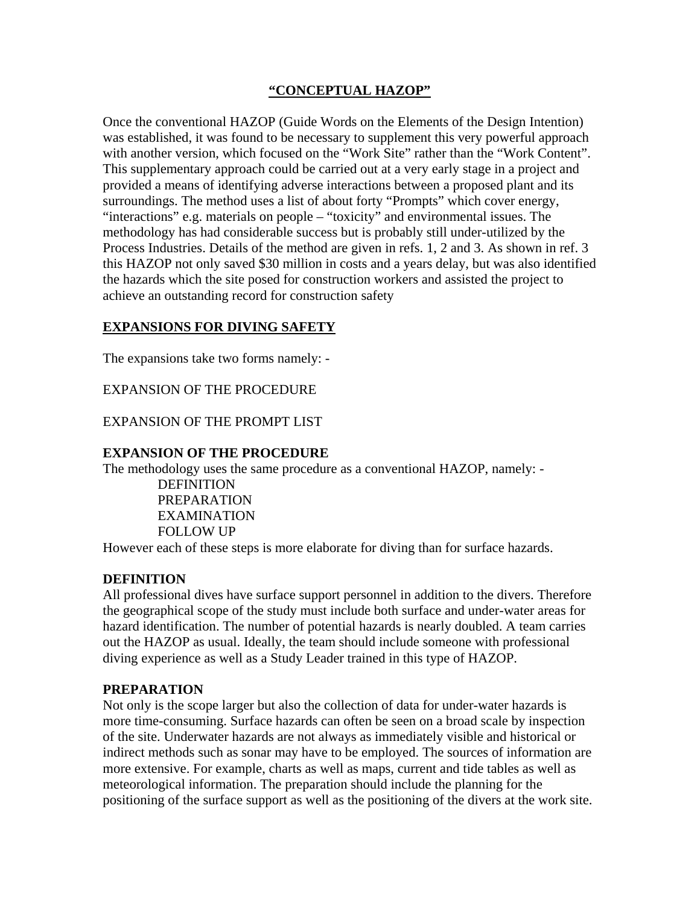## "CONCEPTUAL HAZOP"

Once the conventional HAZOP (Guide Words on the Elements of the Design Intention) was established, it was found to be necessary to supplement this very powerful approach with another version, which focused on the "Work Site" rather than the "Work Content". This supplementary approach could be carried out at a very early stage in a project and provided a means of identifying adverse interactions between a proposed plant and its surroundings. The method uses a list of about forty "Prompts" which cover energy, "interactions" e.g. materials on people – "toxicity" and environmental issues. The methodology has had considerable success but is probably still under-utilized by the Process Industries. Details of the method are given in refs. 1, 2 and 3. As shown in ref. 3 this HAZOP not only saved $30 million in costs and a years delay, but was also identified the hazards which the site posed for construction workers and assisted the project to achieve an outstanding record for construction safety

## EXPANSIONS FOR DIVING SAFETY

The expansions take two forms namely: -

EXPANSION OF THE PROCEDURE

EXPANSION OF THE PROMPT LIST

### EXPANSION OF THE PROCEDURE

The methodology uses the same procedure as a conventional HAZOP, namely: -

- DEFINITION
- PREPARATION
- EXAMINATION
- FOLLOW UP

However each of these steps is more elaborate for diving than for surface hazards.

### DEFINITION

All professional dives have surface support personnel in addition to the divers. Therefore the geographical scope of the study must include both surface and under-water areas for hazard identification. The number of potential hazards is nearly doubled. A team carries out the HAZOP as usual. Ideally, the team should include someone with professional diving experience as well as a Study Leader trained in this type of HAZOP.

### PREPARATION

Not only is the scope larger but also the collection of data for under-water hazards is more time-consuming. Surface hazards can often be seen on a broad scale by inspection of the site. Underwater hazards are not always as immediately visible and historical or indirect methods such as sonar may have to be employed. The sources of information are more extensive. For example, charts as well as maps, current and tide tables as well as meteorological information. The preparation should include the planning for the positioning of the surface support as well as the positioning of the divers at the work site.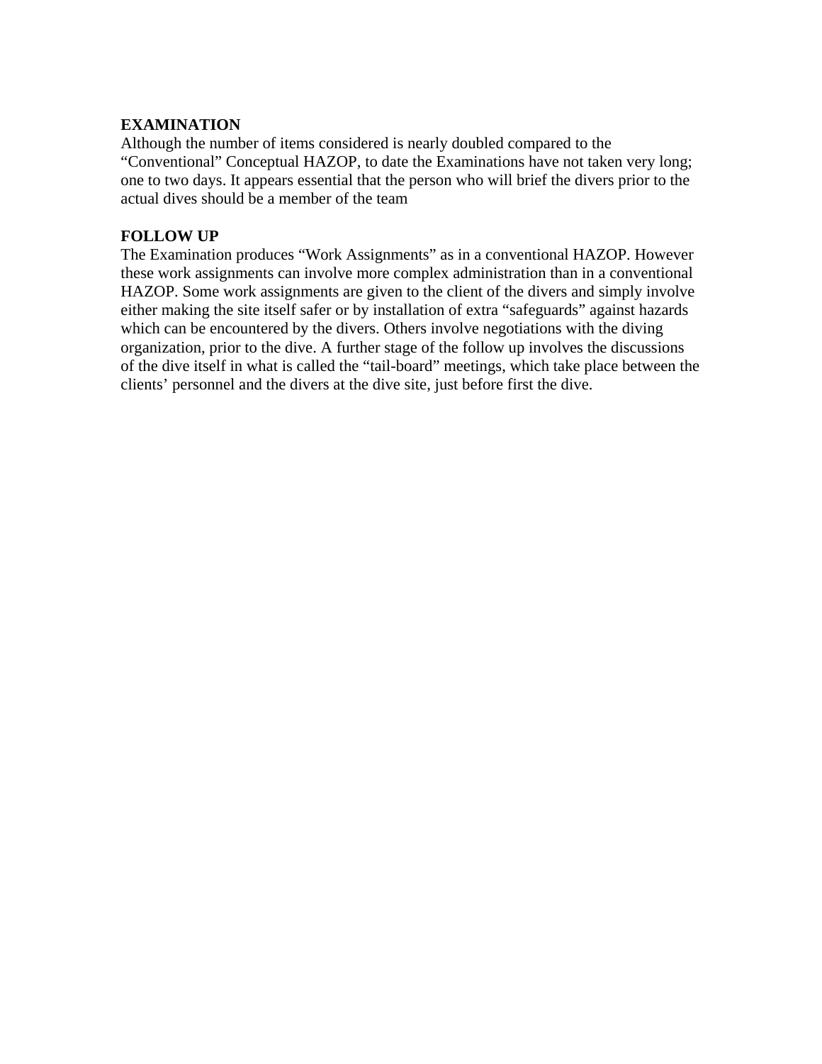**EXAMINATION**
Although the number of items considered is nearly doubled compared to the "Conventional" Conceptual HAZOP, to date the Examinations have not taken very long; one to two days. It appears essential that the person who will brief the divers prior to the actual dives should be a member of the team

**FOLLOW UP**
The Examination produces "Work Assignments" as in a conventional HAZOP. However these work assignments can involve more complex administration than in a conventional HAZOP. Some work assignments are given to the client of the divers and simply involve either making the site itself safer or by installation of extra "safeguards" against hazards which can be encountered by the divers. Others involve negotiations with the diving organization, prior to the dive. A further stage of the follow up involves the discussions of the dive itself in what is called the "tail-board" meetings, which take place between the clients' personnel and the divers at the dive site, just before first the dive.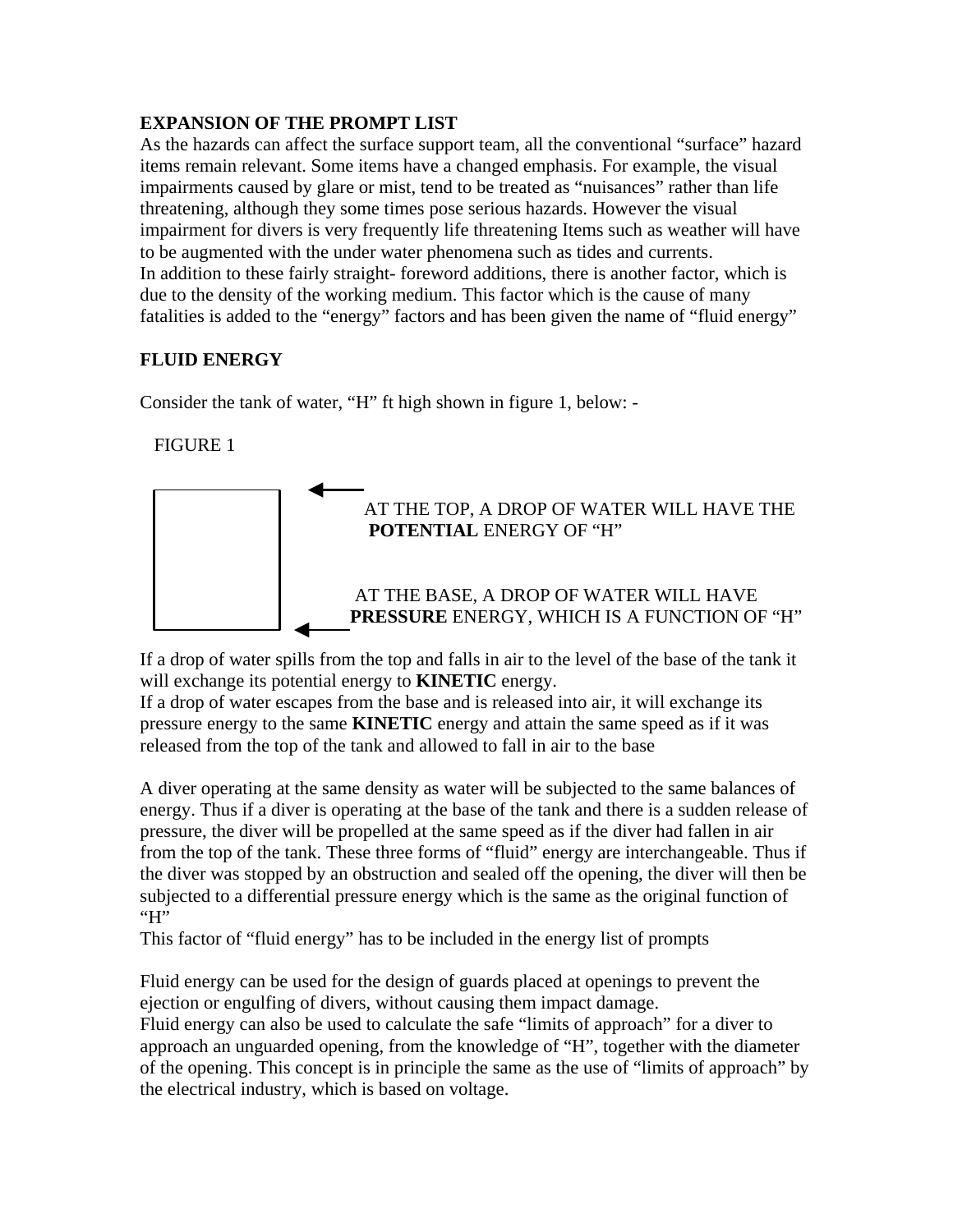**EXPANSION OF THE PROMPT LIST**

As the hazards can affect the surface support team, all the conventional "surface" hazard items remain relevant. Some items have a changed emphasis. For example, the visual impairments caused by glare or mist, tend to be treated as "nuisances" rather than life threatening, although they some times pose serious hazards. However the visual impairment for divers is very frequently life threatening Items such as weather will have to be augmented with the under water phenomena such as tides and currents.
In addition to these fairly straight- foreword additions, there is another factor, which is due to the density of the working medium. This factor which is the cause of many fatalities is added to the "energy" factors and has been given the name of "fluid energy"

**FLUID ENERGY**

Consider the tank of water, "H" ft high shown in figure 1, below: -

FIGURE 1

AT THE TOP, A DROP OF WATER WILL HAVE THE **POTENTIAL** ENERGY OF "H"

AT THE BASE, A DROP OF WATER WILL HAVE **PRESSURE** ENERGY, WHICH IS A FUNCTION OF "H"

If a drop of water spills from the top and falls in air to the level of the base of the tank it will exchange its potential energy to **KINETIC** energy.
If a drop of water escapes from the base and is released into air, it will exchange its pressure energy to the same **KINETIC** energy and attain the same speed as if it was released from the top of the tank and allowed to fall in air to the base

A diver operating at the same density as water will be subjected to the same balances of energy. Thus if a diver is operating at the base of the tank and there is a sudden release of pressure, the diver will be propelled at the same speed as if the diver had fallen in air from the top of the tank. These three forms of "fluid" energy are interchangeable. Thus if the diver was stopped by an obstruction and sealed off the opening, the diver will then be subjected to a differential pressure energy which is the same as the original function of "H"
This factor of "fluid energy" has to be included in the energy list of prompts

Fluid energy can be used for the design of guards placed at openings to prevent the ejection or engulfing of divers, without causing them impact damage.
Fluid energy can also be used to calculate the safe "limits of approach" for a diver to approach an unguarded opening, from the knowledge of "H", together with the diameter of the opening. This concept is in principle the same as the use of "limits of approach" by the electrical industry, which is based on voltage.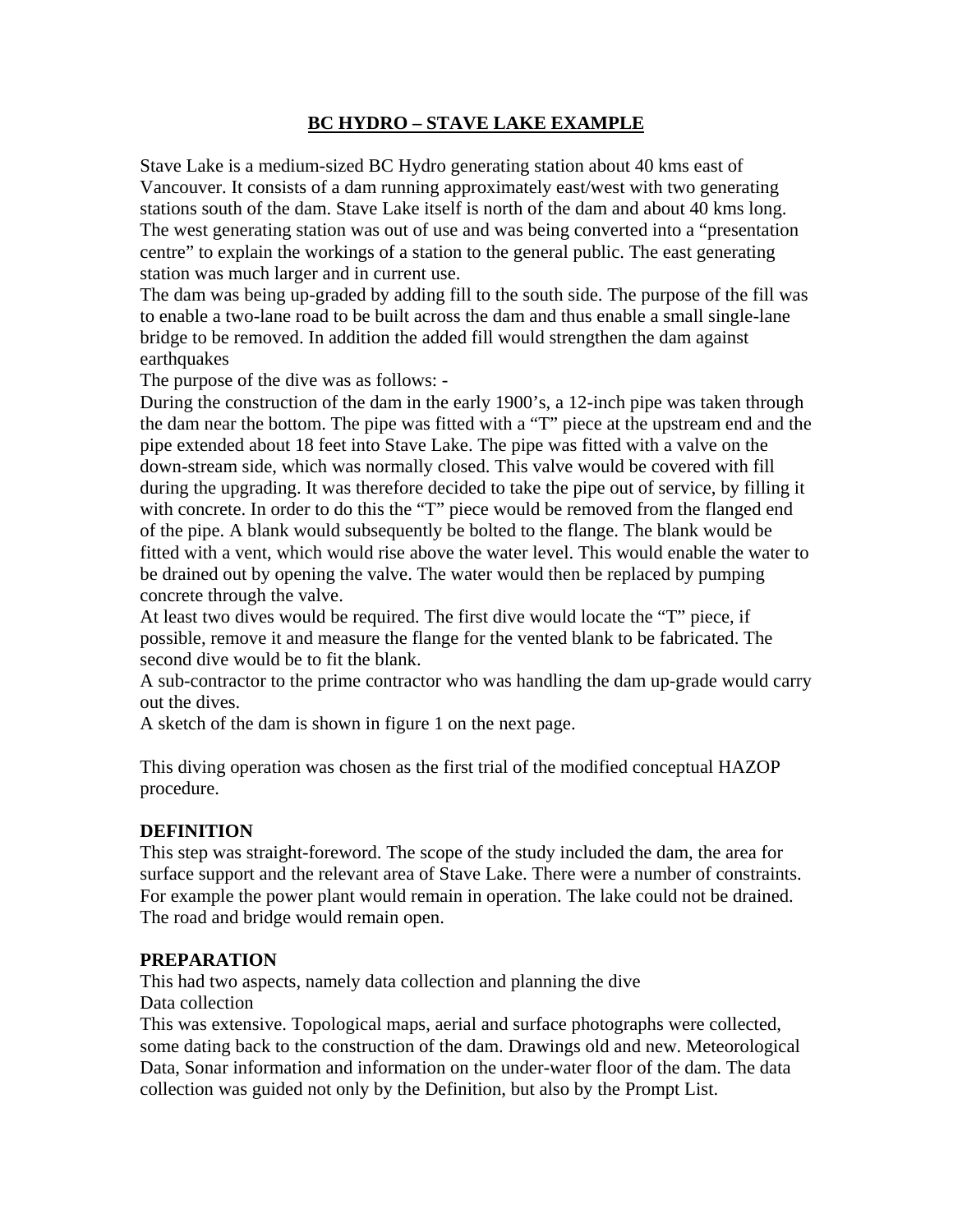# BC HYDRO – STAVE LAKE EXAMPLE

Stave Lake is a medium-sized BC Hydro generating station about 40 kms east of Vancouver. It consists of a dam running approximately east/west with two generating stations south of the dam. Stave Lake itself is north of the dam and about 40 kms long. The west generating station was out of use and was being converted into a "presentation centre" to explain the workings of a station to the general public. The east generating station was much larger and in current use.

The dam was being up-graded by adding fill to the south side. The purpose of the fill was to enable a two-lane road to be built across the dam and thus enable a small single-lane bridge to be removed. In addition the added fill would strengthen the dam against earthquakes

The purpose of the dive was as follows: -

During the construction of the dam in the early 1900's, a 12-inch pipe was taken through the dam near the bottom. The pipe was fitted with a "T" piece at the upstream end and the pipe extended about 18 feet into Stave Lake. The pipe was fitted with a valve on the down-stream side, which was normally closed. This valve would be covered with fill during the upgrading. It was therefore decided to take the pipe out of service, by filling it with concrete. In order to do this the "T" piece would be removed from the flanged end of the pipe. A blank would subsequently be bolted to the flange. The blank would be fitted with a vent, which would rise above the water level. This would enable the water to be drained out by opening the valve. The water would then be replaced by pumping concrete through the valve.

At least two dives would be required. The first dive would locate the "T" piece, if possible, remove it and measure the flange for the vented blank to be fabricated. The second dive would be to fit the blank.

A sub-contractor to the prime contractor who was handling the dam up-grade would carry out the dives.

A sketch of the dam is shown in figure 1 on the next page.

This diving operation was chosen as the first trial of the modified conceptual HAZOP procedure.

### DEFINITION

This step was straight-foreword. The scope of the study included the dam, the area for surface support and the relevant area of Stave Lake. There were a number of constraints. For example the power plant would remain in operation. The lake could not be drained. The road and bridge would remain open.

### PREPARATION

This had two aspects, namely data collection and planning the dive

Data collection

This was extensive. Topological maps, aerial and surface photographs were collected, some dating back to the construction of the dam. Drawings old and new. Meteorological Data, Sonar information and information on the under-water floor of the dam. The data collection was guided not only by the Definition, but also by the Prompt List.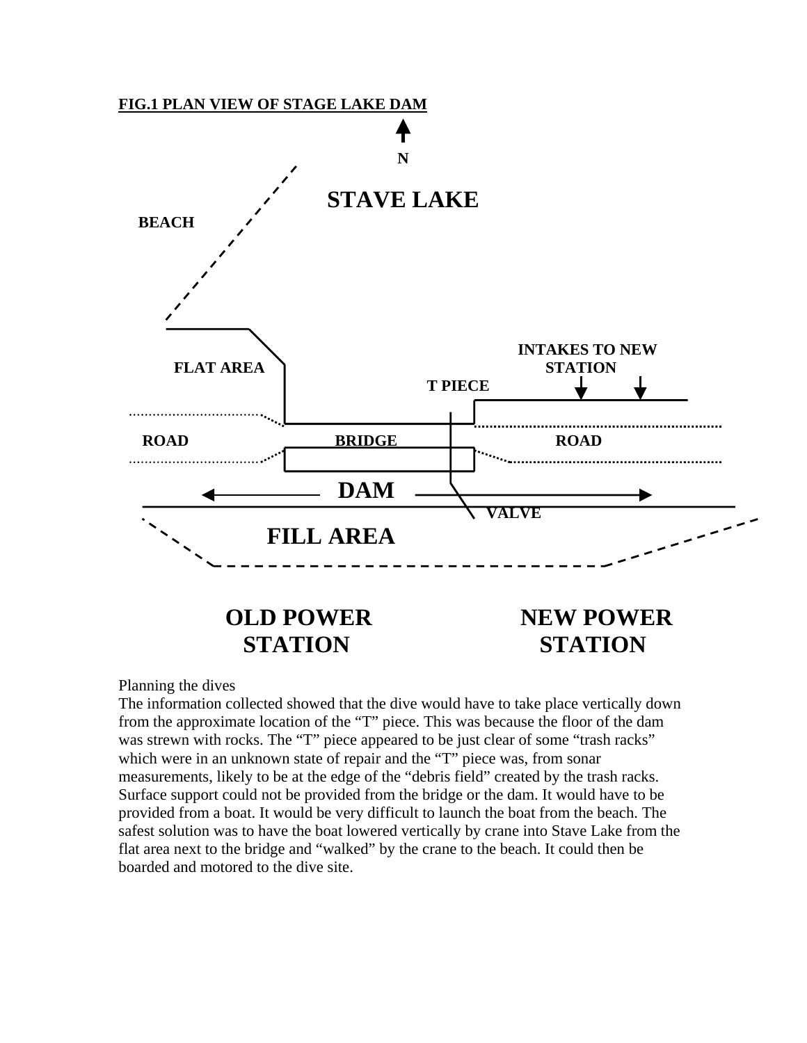**FIG.1 PLAN VIEW OF STAGE LAKE DAM**

N

STAVE LAKE

BEACH

FLAT AREA

INTAKES TO NEW STATION

T PIECE

ROAD　　BRIDGE　　ROAD

DAM

VALVE

FILL AREA

OLD POWER STATION　　NEW POWER STATION

Planning the dives

The information collected showed that the dive would have to take place vertically down from the approximate location of the "T" piece. This was because the floor of the dam was strewn with rocks. The "T" piece appeared to be just clear of some "trash racks" which were in an unknown state of repair and the "T" piece was, from sonar measurements, likely to be at the edge of the "debris field" created by the trash racks. Surface support could not be provided from the bridge or the dam. It would have to be provided from a boat. It would be very difficult to launch the boat from the beach. The safest solution was to have the boat lowered vertically by crane into Stave Lake from the flat area next to the bridge and "walked" by the crane to the beach. It could then be boarded and motored to the dive site.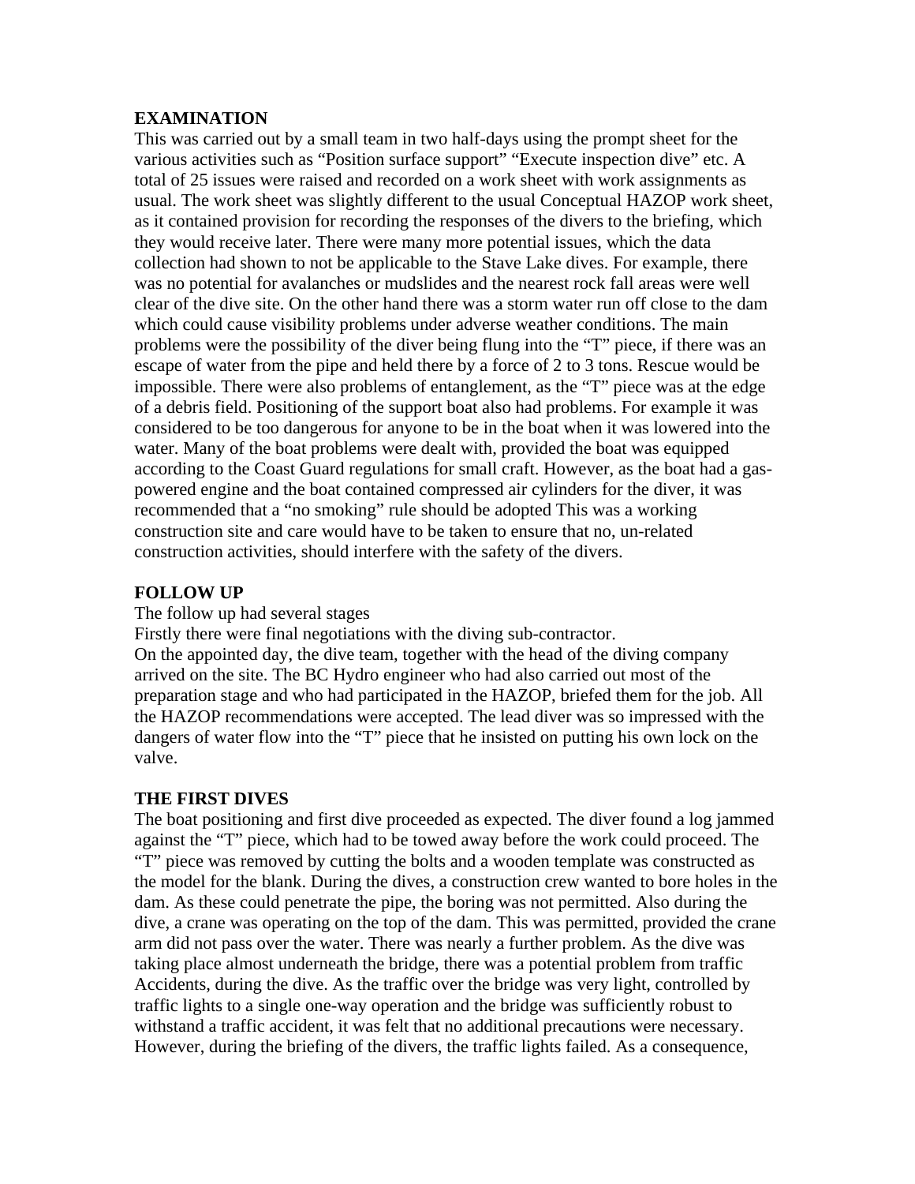**EXAMINATION**

This was carried out by a small team in two half-days using the prompt sheet for the various activities such as "Position surface support" "Execute inspection dive" etc. A total of 25 issues were raised and recorded on a work sheet with work assignments as usual. The work sheet was slightly different to the usual Conceptual HAZOP work sheet, as it contained provision for recording the responses of the divers to the briefing, which they would receive later. There were many more potential issues, which the data collection had shown to not be applicable to the Stave Lake dives. For example, there was no potential for avalanches or mudslides and the nearest rock fall areas were well clear of the dive site. On the other hand there was a storm water run off close to the dam which could cause visibility problems under adverse weather conditions. The main problems were the possibility of the diver being flung into the "T" piece, if there was an escape of water from the pipe and held there by a force of 2 to 3 tons. Rescue would be impossible. There were also problems of entanglement, as the "T" piece was at the edge of a debris field. Positioning of the support boat also had problems. For example it was considered to be too dangerous for anyone to be in the boat when it was lowered into the water. Many of the boat problems were dealt with, provided the boat was equipped according to the Coast Guard regulations for small craft. However, as the boat had a gas-powered engine and the boat contained compressed air cylinders for the diver, it was recommended that a "no smoking" rule should be adopted This was a working construction site and care would have to be taken to ensure that no, un-related construction activities, should interfere with the safety of the divers.

**FOLLOW UP**

The follow up had several stages

Firstly there were final negotiations with the diving sub-contractor.

On the appointed day, the dive team, together with the head of the diving company arrived on the site. The BC Hydro engineer who had also carried out most of the preparation stage and who had participated in the HAZOP, briefed them for the job. All the HAZOP recommendations were accepted. The lead diver was so impressed with the dangers of water flow into the "T" piece that he insisted on putting his own lock on the valve.

**THE FIRST DIVES**

The boat positioning and first dive proceeded as expected. The diver found a log jammed against the "T" piece, which had to be towed away before the work could proceed. The "T" piece was removed by cutting the bolts and a wooden template was constructed as the model for the blank. During the dives, a construction crew wanted to bore holes in the dam. As these could penetrate the pipe, the boring was not permitted. Also during the dive, a crane was operating on the top of the dam. This was permitted, provided the crane arm did not pass over the water. There was nearly a further problem. As the dive was taking place almost underneath the bridge, there was a potential problem from traffic Accidents, during the dive. As the traffic over the bridge was very light, controlled by traffic lights to a single one-way operation and the bridge was sufficiently robust to withstand a traffic accident, it was felt that no additional precautions were necessary. However, during the briefing of the divers, the traffic lights failed. As a consequence,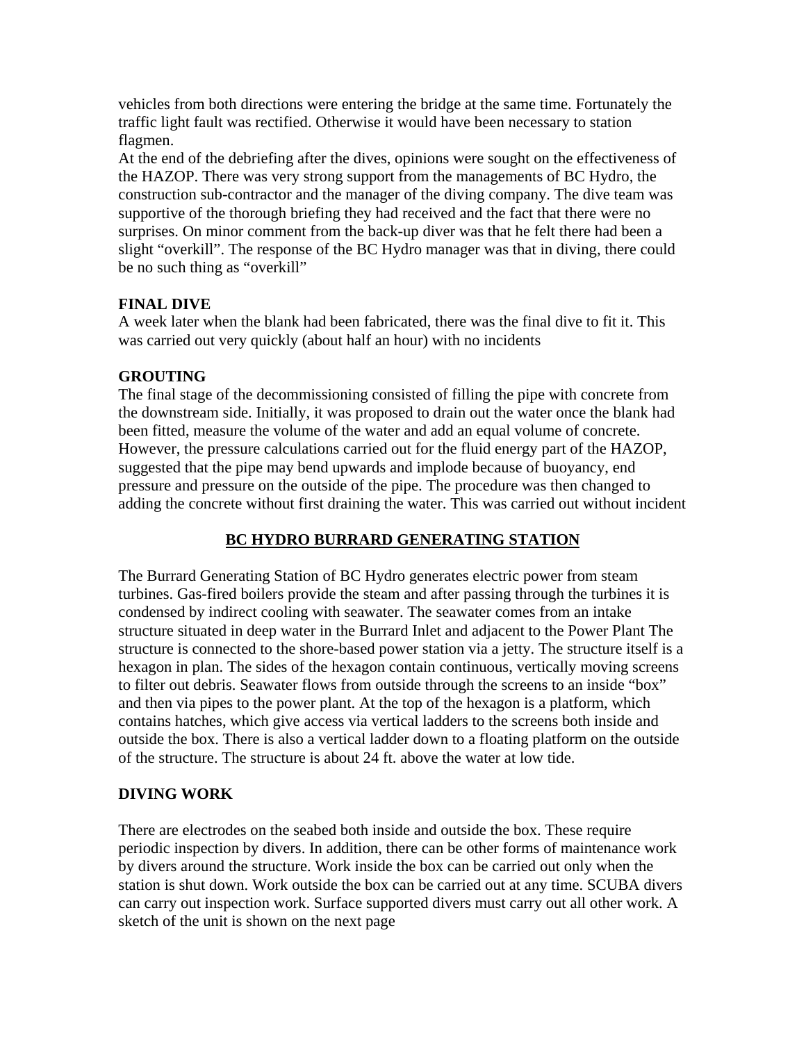vehicles from both directions were entering the bridge at the same time. Fortunately the traffic light fault was rectified. Otherwise it would have been necessary to station flagmen.

At the end of the debriefing after the dives, opinions were sought on the effectiveness of the HAZOP. There was very strong support from the managements of BC Hydro, the construction sub-contractor and the manager of the diving company. The dive team was supportive of the thorough briefing they had received and the fact that there were no surprises. On minor comment from the back-up diver was that he felt there had been a slight "overkill". The response of the BC Hydro manager was that in diving, there could be no such thing as "overkill"

**FINAL DIVE**

A week later when the blank had been fabricated, there was the final dive to fit it. This was carried out very quickly (about half an hour) with no incidents

**GROUTING**

The final stage of the decommissioning consisted of filling the pipe with concrete from the downstream side. Initially, it was proposed to drain out the water once the blank had been fitted, measure the volume of the water and add an equal volume of concrete. However, the pressure calculations carried out for the fluid energy part of the HAZOP, suggested that the pipe may bend upwards and implode because of buoyancy, end pressure and pressure on the outside of the pipe. The procedure was then changed to adding the concrete without first draining the water. This was carried out without incident

## BC HYDRO BURRARD GENERATING STATION

The Burrard Generating Station of BC Hydro generates electric power from steam turbines. Gas-fired boilers provide the steam and after passing through the turbines it is condensed by indirect cooling with seawater. The seawater comes from an intake structure situated in deep water in the Burrard Inlet and adjacent to the Power Plant The structure is connected to the shore-based power station via a jetty. The structure itself is a hexagon in plan. The sides of the hexagon contain continuous, vertically moving screens to filter out debris. Seawater flows from outside through the screens to an inside "box" and then via pipes to the power plant. At the top of the hexagon is a platform, which contains hatches, which give access via vertical ladders to the screens both inside and outside the box. There is also a vertical ladder down to a floating platform on the outside of the structure. The structure is about 24 ft. above the water at low tide.

**DIVING WORK**

There are electrodes on the seabed both inside and outside the box. These require periodic inspection by divers. In addition, there can be other forms of maintenance work by divers around the structure. Work inside the box can be carried out only when the station is shut down. Work outside the box can be carried out at any time. SCUBA divers can carry out inspection work. Surface supported divers must carry out all other work. A sketch of the unit is shown on the next page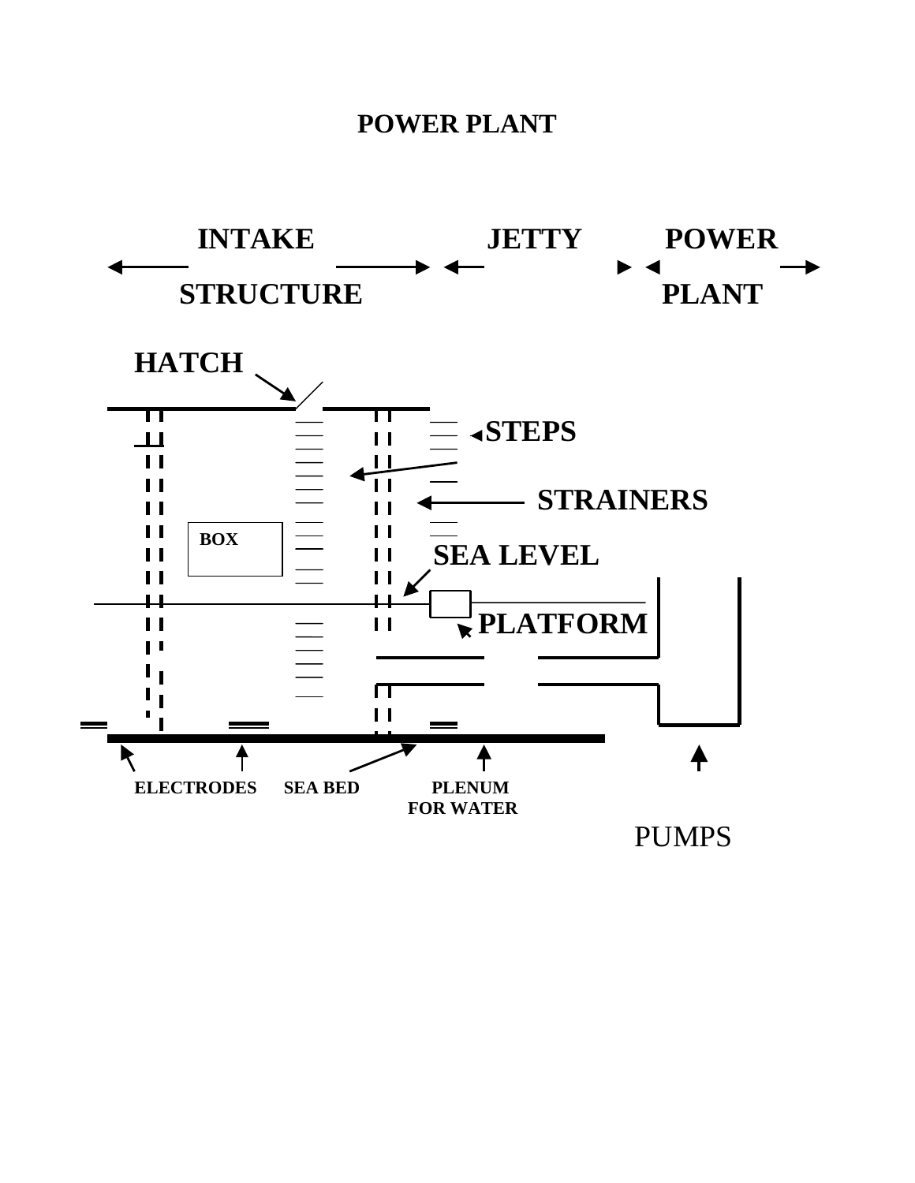# POWER PLANT

INTAKE STRUCTURE

JETTY

POWER PLANT

HATCH

STEPS

STRAINERS

BOX

SEA LEVEL

PLATFORM

ELECTRODES

SEA BED

PLENUM FOR WATER

PUMPS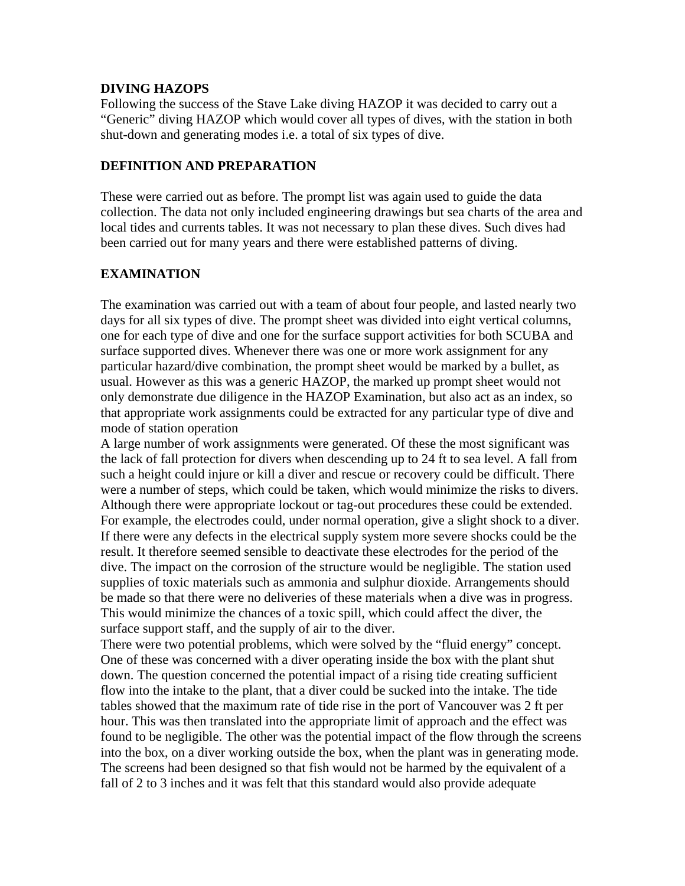## DIVING HAZOPS

Following the success of the Stave Lake diving HAZOP it was decided to carry out a "Generic" diving HAZOP which would cover all types of dives, with the station in both shut-down and generating modes i.e. a total of six types of dive.

## DEFINITION AND PREPARATION

These were carried out as before. The prompt list was again used to guide the data collection. The data not only included engineering drawings but sea charts of the area and local tides and currents tables. It was not necessary to plan these dives. Such dives had been carried out for many years and there were established patterns of diving.

## EXAMINATION

The examination was carried out with a team of about four people, and lasted nearly two days for all six types of dive. The prompt sheet was divided into eight vertical columns, one for each type of dive and one for the surface support activities for both SCUBA and surface supported dives. Whenever there was one or more work assignment for any particular hazard/dive combination, the prompt sheet would be marked by a bullet, as usual. However as this was a generic HAZOP, the marked up prompt sheet would not only demonstrate due diligence in the HAZOP Examination, but also act as an index, so that appropriate work assignments could be extracted for any particular type of dive and mode of station operation

A large number of work assignments were generated. Of these the most significant was the lack of fall protection for divers when descending up to 24 ft to sea level. A fall from such a height could injure or kill a diver and rescue or recovery could be difficult. There were a number of steps, which could be taken, which would minimize the risks to divers. Although there were appropriate lockout or tag-out procedures these could be extended. For example, the electrodes could, under normal operation, give a slight shock to a diver. If there were any defects in the electrical supply system more severe shocks could be the result. It therefore seemed sensible to deactivate these electrodes for the period of the dive. The impact on the corrosion of the structure would be negligible. The station used supplies of toxic materials such as ammonia and sulphur dioxide. Arrangements should be made so that there were no deliveries of these materials when a dive was in progress. This would minimize the chances of a toxic spill, which could affect the diver, the surface support staff, and the supply of air to the diver.

There were two potential problems, which were solved by the "fluid energy" concept. One of these was concerned with a diver operating inside the box with the plant shut down. The question concerned the potential impact of a rising tide creating sufficient flow into the intake to the plant, that a diver could be sucked into the intake. The tide tables showed that the maximum rate of tide rise in the port of Vancouver was 2 ft per hour. This was then translated into the appropriate limit of approach and the effect was found to be negligible. The other was the potential impact of the flow through the screens into the box, on a diver working outside the box, when the plant was in generating mode. The screens had been designed so that fish would not be harmed by the equivalent of a fall of 2 to 3 inches and it was felt that this standard would also provide adequate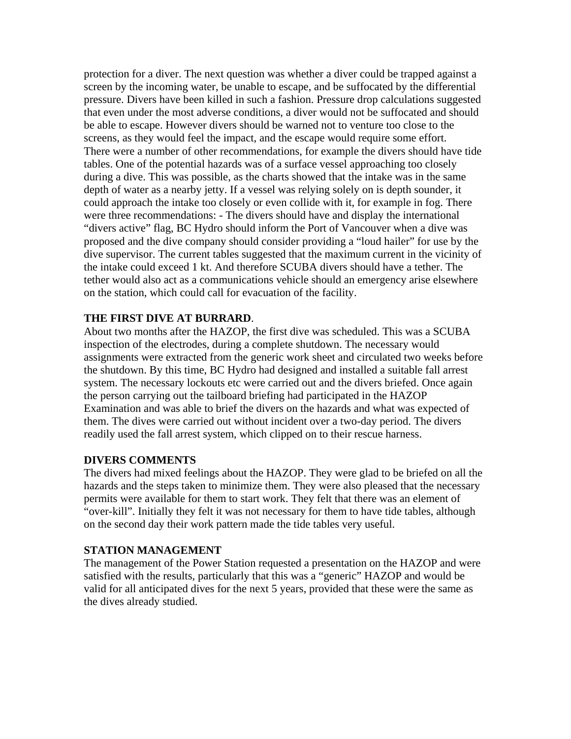protection for a diver. The next question was whether a diver could be trapped against a screen by the incoming water, be unable to escape, and be suffocated by the differential pressure. Divers have been killed in such a fashion. Pressure drop calculations suggested that even under the most adverse conditions, a diver would not be suffocated and should be able to escape. However divers should be warned not to venture too close to the screens, as they would feel the impact, and the escape would require some effort.
There were a number of other recommendations, for example the divers should have tide tables. One of the potential hazards was of a surface vessel approaching too closely during a dive. This was possible, as the charts showed that the intake was in the same depth of water as a nearby jetty. If a vessel was relying solely on is depth sounder, it could approach the intake too closely or even collide with it, for example in fog. There were three recommendations: - The divers should have and display the international "divers active" flag, BC Hydro should inform the Port of Vancouver when a dive was proposed and the dive company should consider providing a "loud hailer" for use by the dive supervisor. The current tables suggested that the maximum current in the vicinity of the intake could exceed 1 kt. And therefore SCUBA divers should have a tether. The tether would also act as a communications vehicle should an emergency arise elsewhere on the station, which could call for evacuation of the facility.

**THE FIRST DIVE AT BURRARD**.

About two months after the HAZOP, the first dive was scheduled. This was a SCUBA inspection of the electrodes, during a complete shutdown. The necessary would assignments were extracted from the generic work sheet and circulated two weeks before the shutdown. By this time, BC Hydro had designed and installed a suitable fall arrest system. The necessary lockouts etc were carried out and the divers briefed. Once again the person carrying out the tailboard briefing had participated in the HAZOP Examination and was able to brief the divers on the hazards and what was expected of them. The dives were carried out without incident over a two-day period. The divers readily used the fall arrest system, which clipped on to their rescue harness.

**DIVERS COMMENTS**

The divers had mixed feelings about the HAZOP. They were glad to be briefed on all the hazards and the steps taken to minimize them. They were also pleased that the necessary permits were available for them to start work. They felt that there was an element of "over-kill". Initially they felt it was not necessary for them to have tide tables, although on the second day their work pattern made the tide tables very useful.

**STATION MANAGEMENT**

The management of the Power Station requested a presentation on the HAZOP and were satisfied with the results, particularly that this was a "generic" HAZOP and would be valid for all anticipated dives for the next 5 years, provided that these were the same as the dives already studied.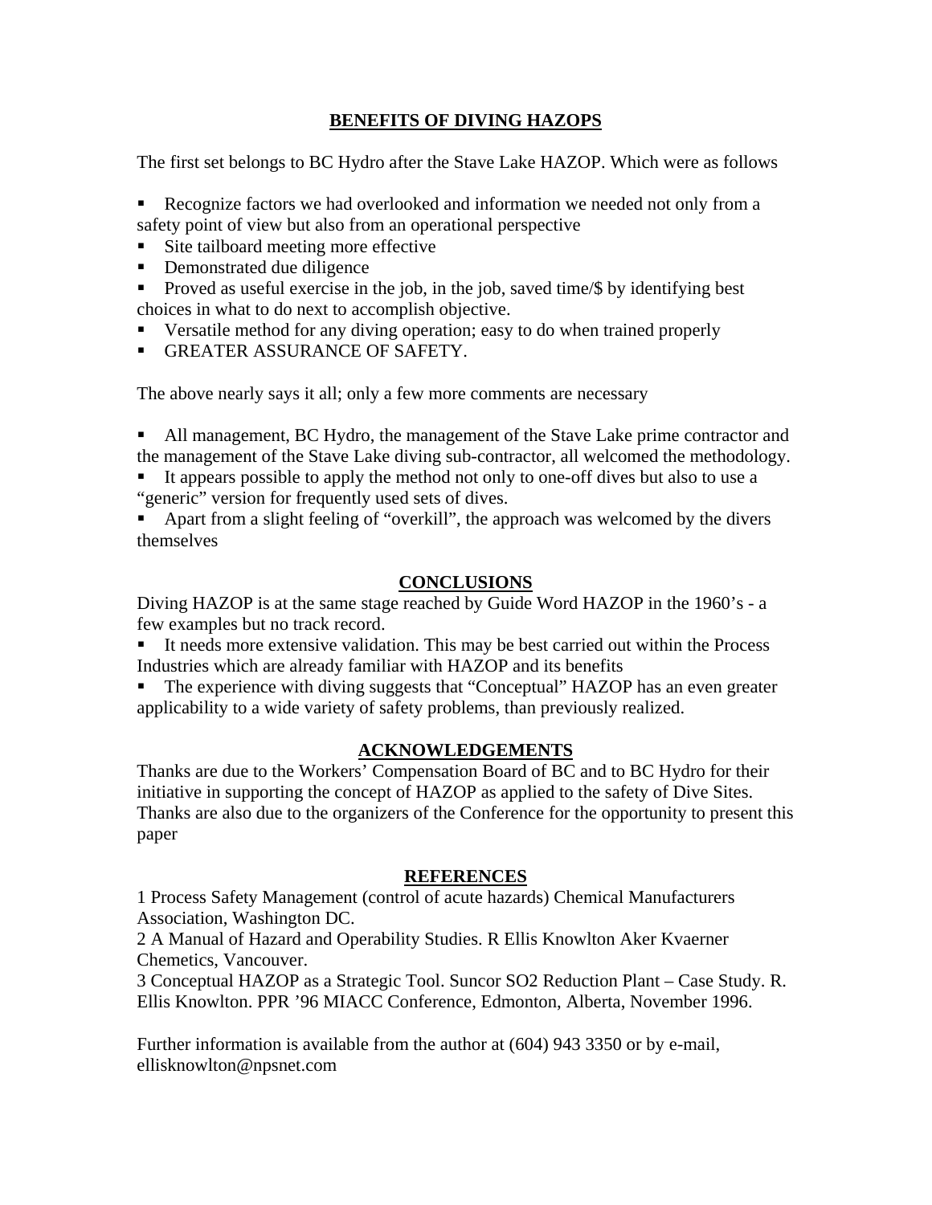## BENEFITS OF DIVING HAZOPS

The first set belongs to BC Hydro after the Stave Lake HAZOP. Which were as follows

- Recognize factors we had overlooked and information we needed not only from a safety point of view but also from an operational perspective
- Site tailboard meeting more effective
- Demonstrated due diligence
- Proved as useful exercise in the job, in the job, saved time/$ by identifying best choices in what to do next to accomplish objective.
- Versatile method for any diving operation; easy to do when trained properly
- GREATER ASSURANCE OF SAFETY.

The above nearly says it all; only a few more comments are necessary

- All management, BC Hydro, the management of the Stave Lake prime contractor and the management of the Stave Lake diving sub-contractor, all welcomed the methodology.
- It appears possible to apply the method not only to one-off dives but also to use a "generic" version for frequently used sets of dives.
- Apart from a slight feeling of "overkill", the approach was welcomed by the divers themselves

## CONCLUSIONS

Diving HAZOP is at the same stage reached by Guide Word HAZOP in the 1960's - a few examples but no track record.

- It needs more extensive validation. This may be best carried out within the Process Industries which are already familiar with HAZOP and its benefits
- The experience with diving suggests that "Conceptual" HAZOP has an even greater applicability to a wide variety of safety problems, than previously realized.

## ACKNOWLEDGEMENTS

Thanks are due to the Workers' Compensation Board of BC and to BC Hydro for their initiative in supporting the concept of HAZOP as applied to the safety of Dive Sites. Thanks are also due to the organizers of the Conference for the opportunity to present this paper

## REFERENCES

1 Process Safety Management (control of acute hazards) Chemical Manufacturers Association, Washington DC.

2 A Manual of Hazard and Operability Studies. R Ellis Knowlton Aker Kvaerner Chemetics, Vancouver.

3 Conceptual HAZOP as a Strategic Tool. Suncor SO2 Reduction Plant – Case Study. R. Ellis Knowlton. PPR '96 MIACC Conference, Edmonton, Alberta, November 1996.

Further information is available from the author at (604) 943 3350 or by e-mail, ellisknowlton@npsnet.com